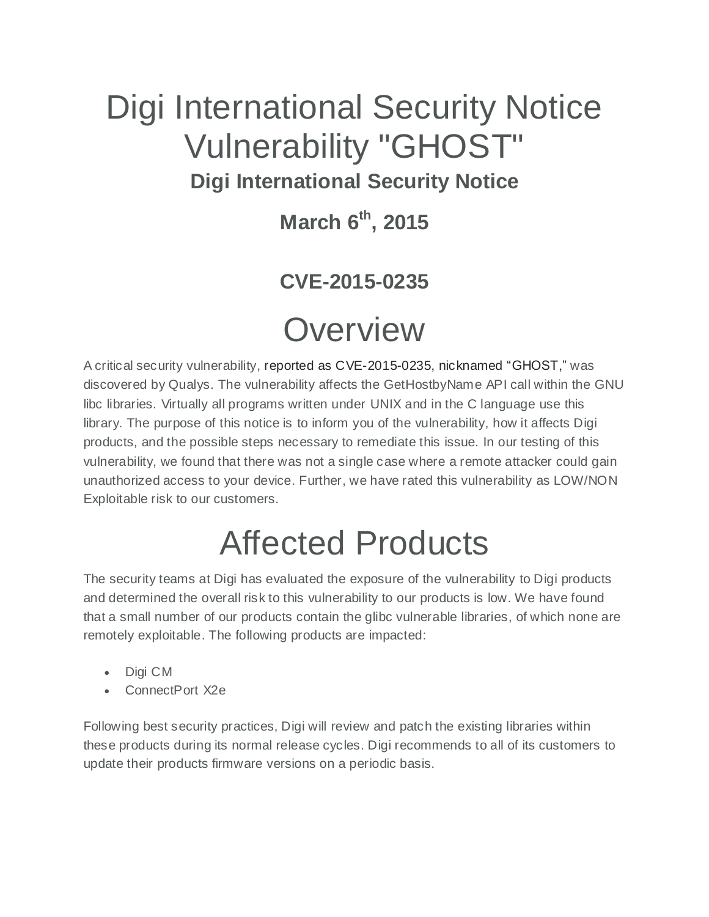# Digi International Security Notice Vulnerability "GHOST"

### Digi International Security Notice

### March 6th, 2015

### CVE-2015-0235

# Overview

A critical security vulnerability, reported as CVE-2015-0235, nicknamed “GHOST,” was discovered by Qualys. The vulnerability affects the GetHostbyName API call within the GNU libc libraries. Virtually all programs written under UNIX and in the C language use this library. The purpose of this notice is to inform you of the vulnerability, how it affects Digi products, and the possible steps necessary to remediate this issue. In our testing of this vulnerability, we found that there was not a single case where a remote attacker could gain unauthorized access to your device. Further, we have rated this vulnerability as LOW/NON Exploitable risk to our customers.

# Affected Products

The security teams at Digi has evaluated the exposure of the vulnerability to Digi products and determined the overall risk to this vulnerability to our products is low. We have found that a small number of our products contain the glibc vulnerable libraries, of which none are remotely exploitable. The following products are impacted:

- Digi CM
- ConnectPort X2e

Following best security practices, Digi will review and patch the existing libraries within these products during its normal release cycles. Digi recommends to all of its customers to update their products firmware versions on a periodic basis.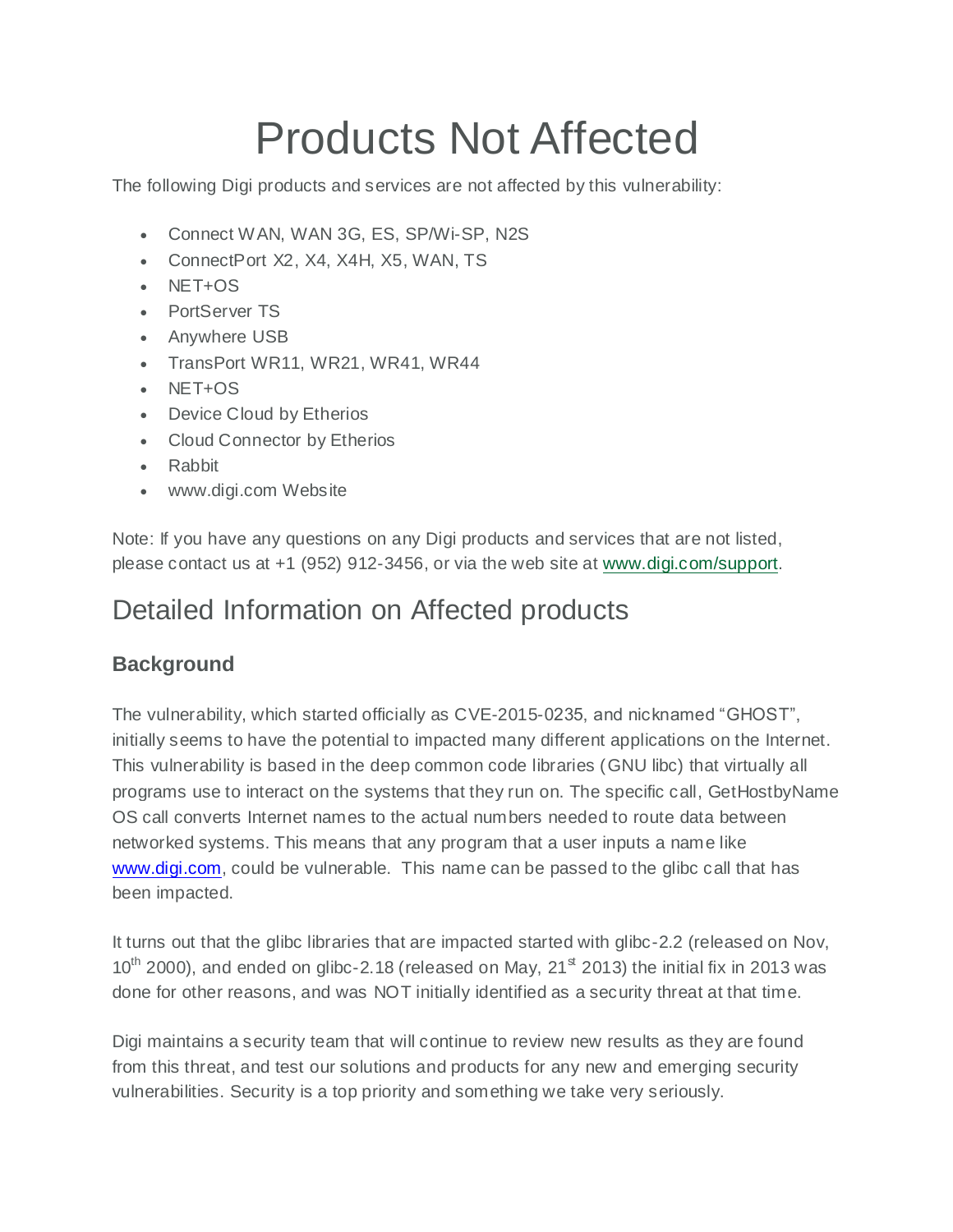# Products Not Affected

The following Digi products and services are not affected by this vulnerability:

- Connect WAN, WAN 3G, ES, SP/Wi-SP, N2S
- ConnectPort X2, X4, X4H, X5, WAN, TS
- NET+OS
- PortServer TS
- Anywhere USB
- TransPort WR11, WR21, WR41, WR44
- NET+OS
- Device Cloud by Etherios
- Cloud Connector by Etherios
- Rabbit
- www.digi.com Website

Note: If you have any questions on any Digi products and services that are not listed, please contact us at +1 (952) 912-3456, or via the web site at [www.digi.com/support](www.digi.com/support).

## Detailed Information on Affected products

### Background

The vulnerability, which started officially as CVE-2015-0235, and nicknamed "GHOST", initially seems to have the potential to impacted many different applications on the Internet. This vulnerability is based in the deep common code libraries (GNU libc) that virtually all programs use to interact on the systems that they run on. The specific call, GetHostbyName OS call converts Internet names to the actual numbers needed to route data between networked systems. This means that any program that a user inputs a name like [www.digi.com](www.digi.com), could be vulnerable. This name can be passed to the glibc call that has been impacted.

It turns out that the glibc libraries that are impacted started with glibc-2.2 (released on Nov, 10th 2000), and ended on glibc-2.18 (released on May, 21st 2013) the initial fix in 2013 was done for other reasons, and was NOT initially identified as a security threat at that time.

Digi maintains a security team that will continue to review new results as they are found from this threat, and test our solutions and products for any new and emerging security vulnerabilities. Security is a top priority and something we take very seriously.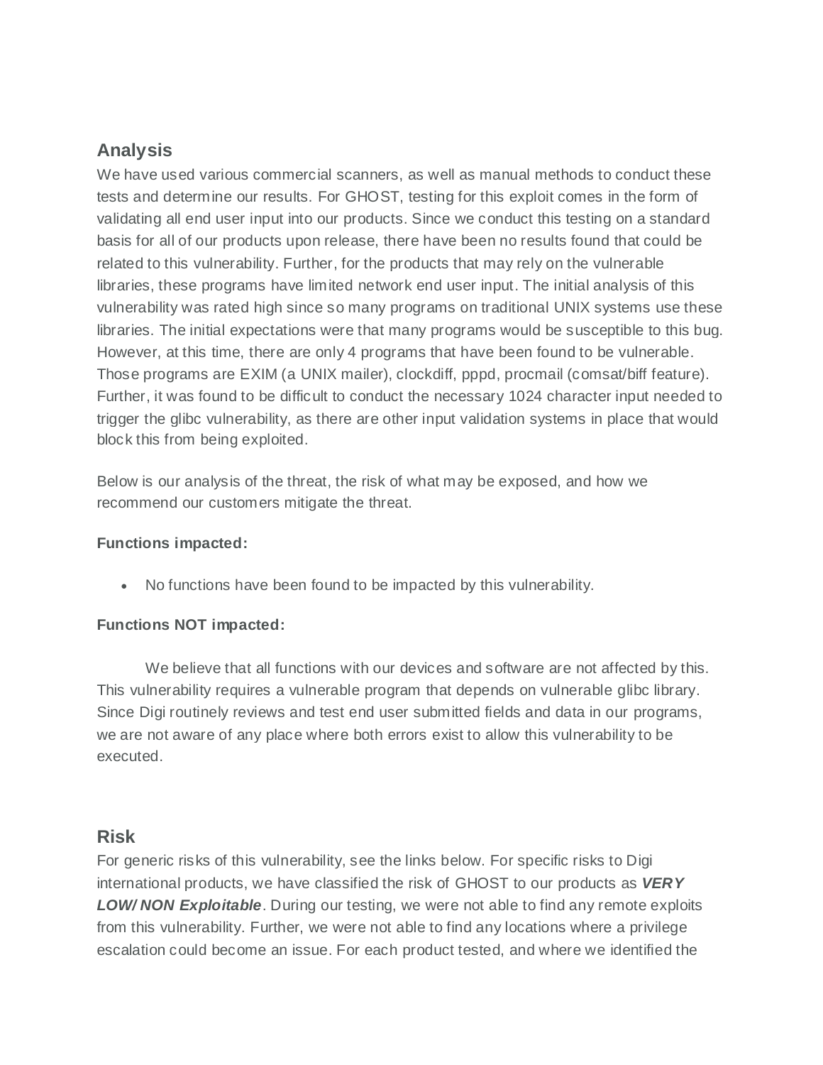## Analysis

We have used various commercial scanners, as well as manual methods to conduct these tests and determine our results. For GHOST, testing for this exploit comes in the form of validating all end user input into our products. Since we conduct this testing on a standard basis for all of our products upon release, there have been no results found that could be related to this vulnerability. Further, for the products that may rely on the vulnerable libraries, these programs have limited network end user input. The initial analysis of this vulnerability was rated high since so many programs on traditional UNIX systems use these libraries. The initial expectations were that many programs would be susceptible to this bug. However, at this time, there are only 4 programs that have been found to be vulnerable. Those programs are EXIM (a UNIX mailer), clockdiff, pppd, procmail (comsat/biff feature). Further, it was found to be difficult to conduct the necessary 1024 character input needed to trigger the glibc vulnerability, as there are other input validation systems in place that would block this from being exploited.

Below is our analysis of the threat, the risk of what may be exposed, and how we recommend our customers mitigate the threat.

**Functions impacted:**

- No functions have been found to be impacted by this vulnerability.

**Functions NOT impacted:**

We believe that all functions with our devices and software are not affected by this. This vulnerability requires a vulnerable program that depends on vulnerable glibc library. Since Digi routinely reviews and test end user submitted fields and data in our programs, we are not aware of any place where both errors exist to allow this vulnerability to be executed.

## Risk

For generic risks of this vulnerability, see the links below. For specific risks to Digi international products, we have classified the risk of GHOST to our products as ***VERY LOW/ NON Exploitable***. During our testing, we were not able to find any remote exploits from this vulnerability. Further, we were not able to find any locations where a privilege escalation could become an issue. For each product tested, and where we identified the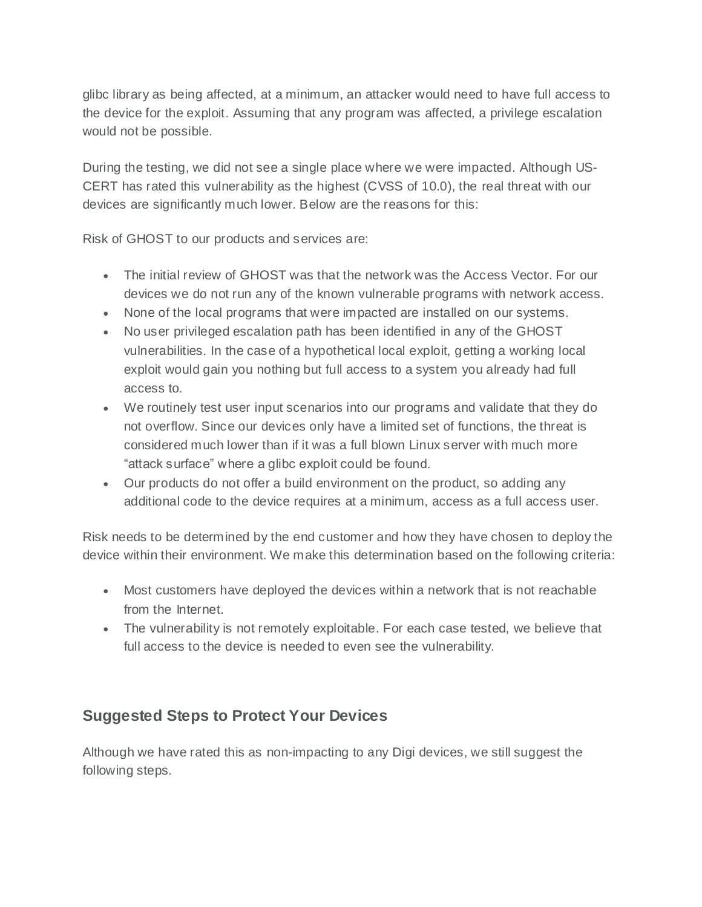glibc library as being affected, at a minimum, an attacker would need to have full access to the device for the exploit. Assuming that any program was affected, a privilege escalation would not be possible.

During the testing, we did not see a single place where we were impacted. Although US-CERT has rated this vulnerability as the highest (CVSS of 10.0), the real threat with our devices are significantly much lower. Below are the reasons for this:

Risk of GHOST to our products and services are:

- The initial review of GHOST was that the network was the Access Vector. For our devices we do not run any of the known vulnerable programs with network access.
- None of the local programs that were impacted are installed on our systems.
- No user privileged escalation path has been identified in any of the GHOST vulnerabilities. In the case of a hypothetical local exploit, getting a working local exploit would gain you nothing but full access to a system you already had full access to.
- We routinely test user input scenarios into our programs and validate that they do not overflow. Since our devices only have a limited set of functions, the threat is considered much lower than if it was a full blown Linux server with much more "attack surface" where a glibc exploit could be found.
- Our products do not offer a build environment on the product, so adding any additional code to the device requires at a minimum, access as a full access user.

Risk needs to be determined by the end customer and how they have chosen to deploy the device within their environment. We make this determination based on the following criteria:

- Most customers have deployed the devices within a network that is not reachable from the Internet.
- The vulnerability is not remotely exploitable. For each case tested, we believe that full access to the device is needed to even see the vulnerability.

## Suggested Steps to Protect Your Devices

Although we have rated this as non-impacting to any Digi devices, we still suggest the following steps.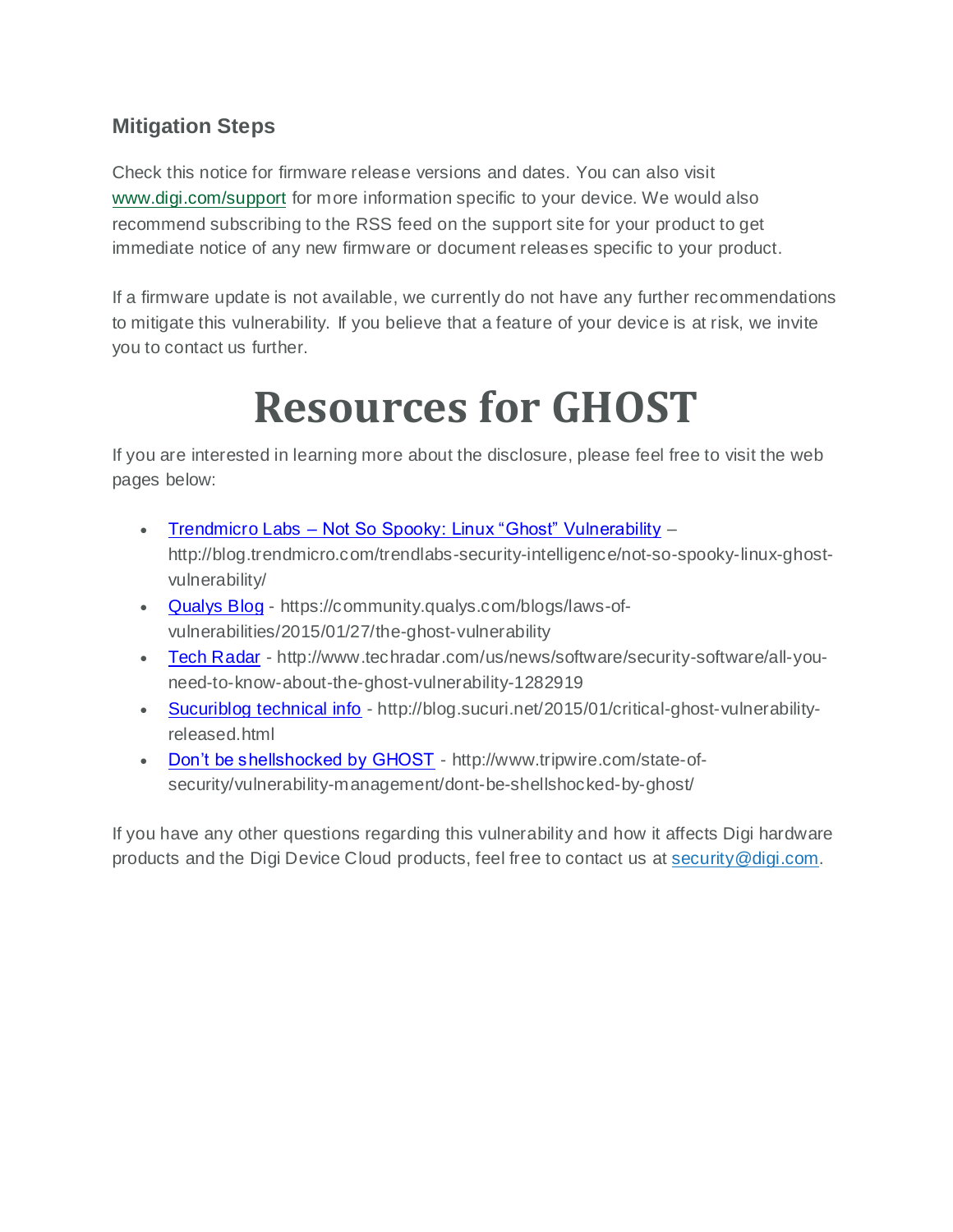### Mitigation Steps

Check this notice for firmware release versions and dates. You can also visit [www.digi.com/support](www.digi.com/support) for more information specific to your device. We would also recommend subscribing to the RSS feed on the support site for your product to get immediate notice of any new firmware or document releases specific to your product.

If a firmware update is not available, we currently do not have any further recommendations to mitigate this vulnerability. If you believe that a feature of your device is at risk, we invite you to contact us further.

# Resources for GHOST

If you are interested in learning more about the disclosure, please feel free to visit the web pages below:

- Trendmicro Labs – Not So Spooky: Linux "Ghost" Vulnerability – http://blog.trendmicro.com/trendlabs-security-intelligence/not-so-spooky-linux-ghost-vulnerability/
- Qualys Blog - https://community.qualys.com/blogs/laws-of-vulnerabilities/2015/01/27/the-ghost-vulnerability
- Tech Radar - http://www.techradar.com/us/news/software/security-software/all-you-need-to-know-about-the-ghost-vulnerability-1282919
- Sucuriblog technical info - http://blog.sucuri.net/2015/01/critical-ghost-vulnerability-released.html
- Don't be shellshocked by GHOST - http://www.tripwire.com/state-of-security/vulnerability-management/dont-be-shellshocked-by-ghost/

If you have any other questions regarding this vulnerability and how it affects Digi hardware products and the Digi Device Cloud products, feel free to contact us at security@digi.com.